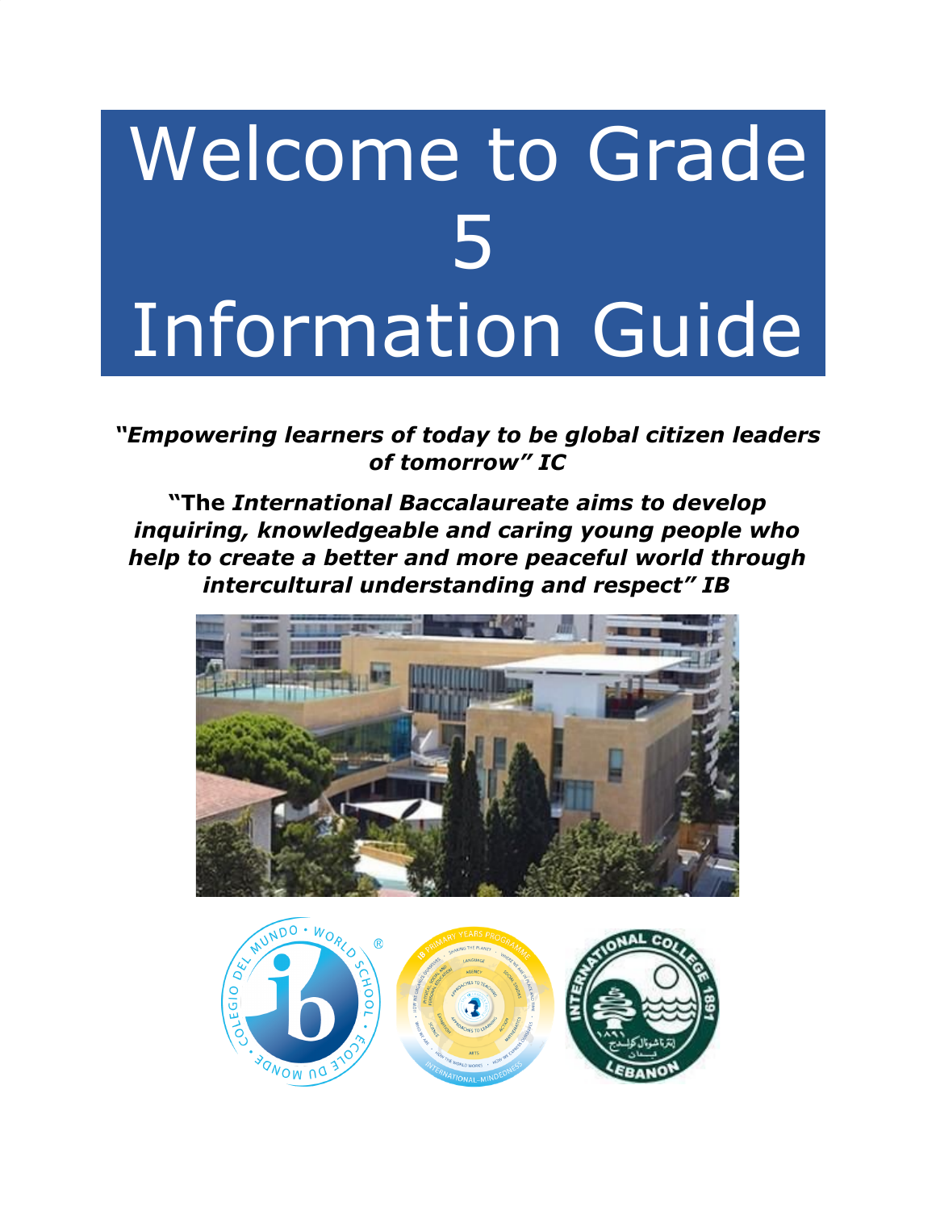# Welcome to Grade 5 Information Guide

***"Empowering learners of today to be global citizen leaders of tomorrow" IC***

**"The *International Baccalaureate aims to develop inquiring, knowledgeable and caring young people who help to create a better and more peaceful world through intercultural understanding and respect" IB***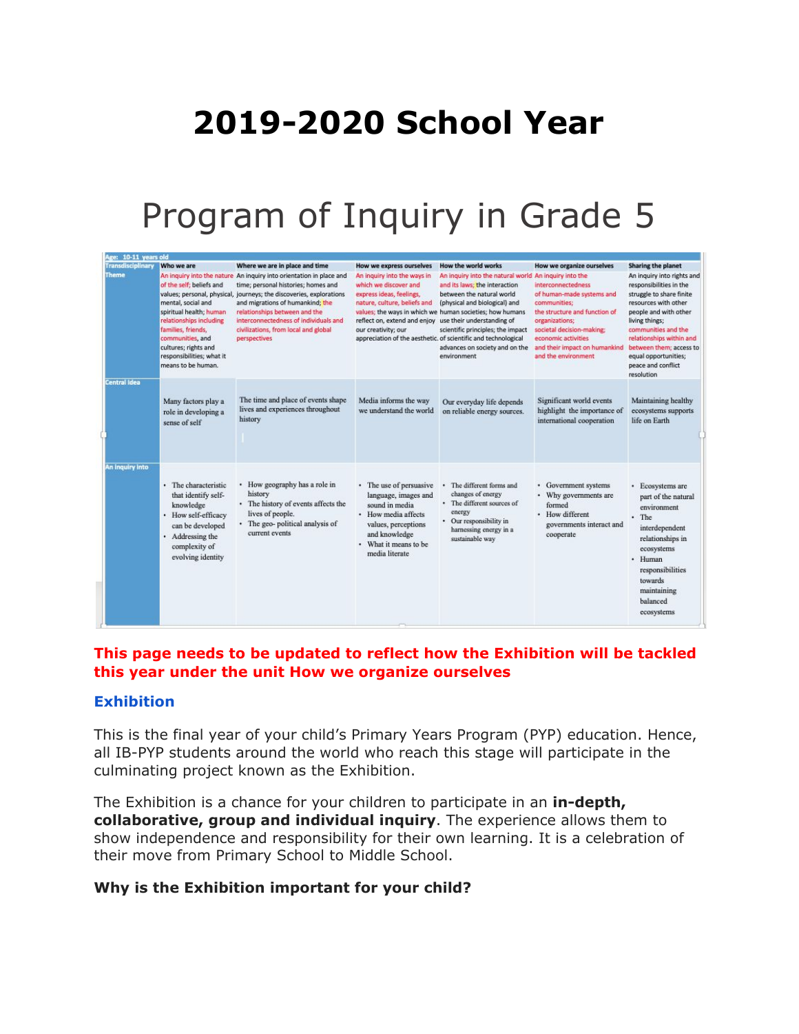# 2019-2020 School Year

# Program of Inquiry in Grade 5

| Age: 10-11 years old | | | | | | |
|---|---|---|---|---|---|---|
| **Transdisciplinary Theme** | **Who we are** | **Where we are in place and time** | **How we express ourselves** | **How the world works** | **How we organize ourselves** | **Sharing the planet** |
| | An inquiry into the nature of the self; beliefs and values; personal, physical, mental, social and spiritual health; human relationships including families, friends, communities, and cultures; rights and responsibilities; what it means to be human. | An inquiry into orientation in place and time; personal histories; homes and journeys; the discoveries, explorations and migrations of humankind; the relationships between and the interconnectedness of individuals and civilizations, from local and global perspectives | An inquiry into the ways in which we discover and express ideas, feelings, nature, culture, beliefs and values; the ways in which we reflect on, extend and enjoy our creativity; our appreciation of the aesthetic. | An inquiry into the natural world and its laws; the interaction between the natural world (physical and biological) and human societies; how humans use their understanding of scientific principles; the impact of scientific and technological advances on society and on the environment | An inquiry into the interconnectedness of human-made systems and communities; the structure and function of organizations; societal decision-making; economic activities and their impact on humankind and the environment | An inquiry into rights and responsibilities in the struggle to share finite resources with other people and with other living things; communities and the relationships within and between them; access to equal opportunities; peace and conflict resolution |
| **Central Idea** | Many factors play a role in developing a sense of self | The time and place of events shape lives and experiences throughout history | Media informs the way we understand the world | Our everyday life depends on reliable energy sources. | Significant world events highlight the importance of international cooperation | Maintaining healthy ecosystems supports life on Earth |
| **An inquiry into** | • The characteristic that identify self-knowledge<br>• How self-efficacy can be developed<br>• Addressing the complexity of evolving identity | • How geography has a role in history<br>• The history of events affects the lives of people.<br>• The geo- political analysis of current events | • The use of persuasive language, images and sound in media<br>• How media affects values, perceptions and knowledge<br>• What it means to be media literate | • The different forms and changes of energy<br>• The different sources of energy<br>• Our responsibility in harnessing energy in a sustainable way | • Government systems<br>• Why governments are formed<br>• How different governments interact and cooperate | • Ecosystems are part of the natural environment<br>• The interdependent relationships in ecosystems<br>• Human responsibilities towards maintaining balanced ecosystems |

**This page needs to be updated to reflect how the Exhibition will be tackled this year under the unit How we organize ourselves**

### Exhibition

This is the final year of your child's Primary Years Program (PYP) education. Hence, all IB-PYP students around the world who reach this stage will participate in the culminating project known as the Exhibition.

The Exhibition is a chance for your children to participate in an **in-depth, collaborative, group and individual inquiry**. The experience allows them to show independence and responsibility for their own learning. It is a celebration of their move from Primary School to Middle School.

**Why is the Exhibition important for your child?**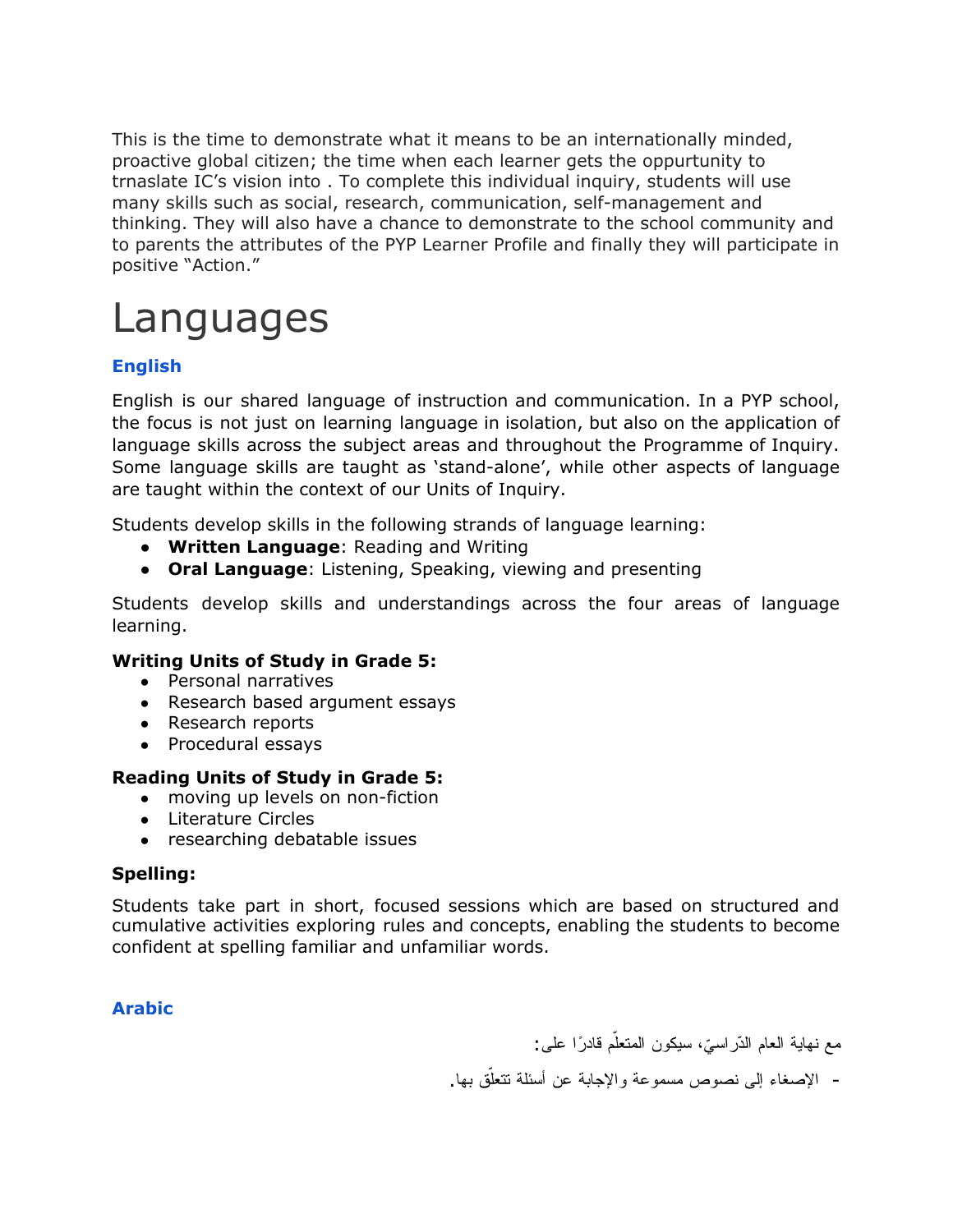This is the time to demonstrate what it means to be an internationally minded, proactive global citizen; the time when each learner gets the oppurtunity to trnaslate IC's vision into . To complete this individual inquiry, students will use many skills such as social, research, communication, self-management and thinking. They will also have a chance to demonstrate to the school community and to parents the attributes of the PYP Learner Profile and finally they will participate in positive "Action."

# Languages

### English

English is our shared language of instruction and communication. In a PYP school, the focus is not just on learning language in isolation, but also on the application of language skills across the subject areas and throughout the Programme of Inquiry. Some language skills are taught as 'stand-alone', while other aspects of language are taught within the context of our Units of Inquiry.

Students develop skills in the following strands of language learning:

- **Written Language**: Reading and Writing
- **Oral Language**: Listening, Speaking, viewing and presenting

Students develop skills and understandings across the four areas of language learning.

**Writing Units of Study in Grade 5:**

- Personal narratives
- Research based argument essays
- Research reports
- Procedural essays

**Reading Units of Study in Grade 5:**

- moving up levels on non-fiction
- Literature Circles
- researching debatable issues

**Spelling:**

Students take part in short, focused sessions which are based on structured and cumulative activities exploring rules and concepts, enabling the students to become confident at spelling familiar and unfamiliar words.

### Arabic

مع نهاية العام الدّراسيّ، سيكون المتعلّم قادرًا على:

- الإصغاء إلى نصوص مسموعة والإجابة عن أسئلة تتعلّق بها.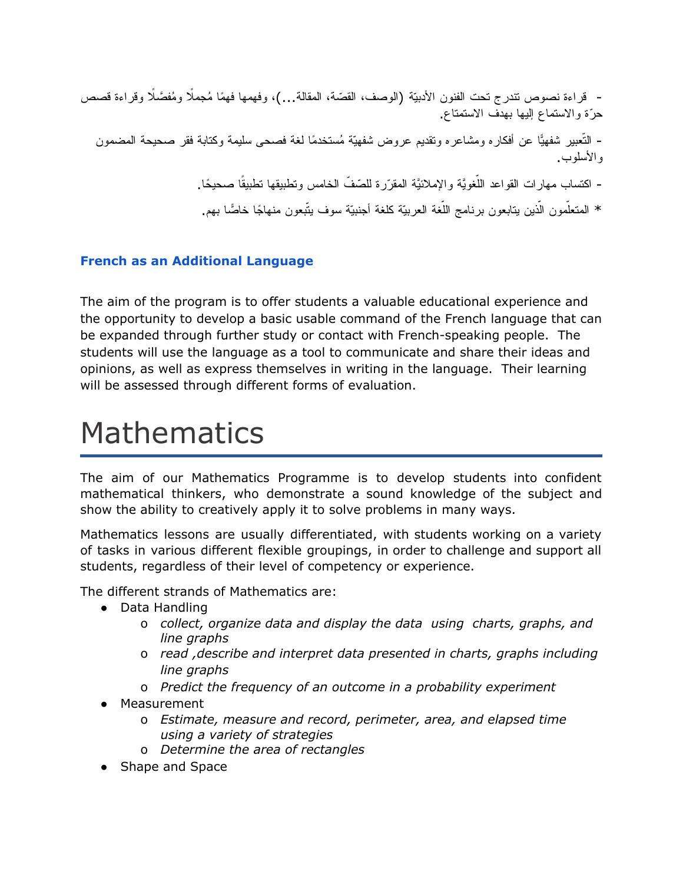- قراءة نصوص تندرج تحت الفنون الأدبيّة (الوصف، القصّة، المقالة...)، وفهمها فهمًا مُجملًا ومُفصَّلًا وقراءة قصص حرّة والاستماع إليها بهدف الاستمتاع.

- التّعبير شفهيًّا عن أفكاره ومشاعره وتقديم عروض شفهيّة مُستخدمًا لغة فصحى سليمة وكتابة فقر صحيحة المضمون والأسلوب.

- اكتساب مهارات القواعد اللّغويَّة والإملائيَّة المقرّرة للصّفّ الخامس وتطبيقها تطبيقًا صحيحًا.

* المتعلّمون الّذين يتابعون برنامج اللّغة العربيّة كلغة أجنبيّة سوف يتّبعون منهاجًا خاصًّا بهم.

### French as an Additional Language

The aim of the program is to offer students a valuable educational experience and the opportunity to develop a basic usable command of the French language that can be expanded through further study or contact with French-speaking people. The students will use the language as a tool to communicate and share their ideas and opinions, as well as express themselves in writing in the language. Their learning will be assessed through different forms of evaluation.

# Mathematics

The aim of our Mathematics Programme is to develop students into confident mathematical thinkers, who demonstrate a sound knowledge of the subject and show the ability to creatively apply it to solve problems in many ways.

Mathematics lessons are usually differentiated, with students working on a variety of tasks in various different flexible groupings, in order to challenge and support all students, regardless of their level of competency or experience.

The different strands of Mathematics are:

- Data Handling
  - *collect, organize data and display the data using charts, graphs, and line graphs*
  - *read ,describe and interpret data presented in charts, graphs including line graphs*
  - *Predict the frequency of an outcome in a probability experiment*
- Measurement
  - *Estimate, measure and record, perimeter, area, and elapsed time using a variety of strategies*
  - *Determine the area of rectangles*
- Shape and Space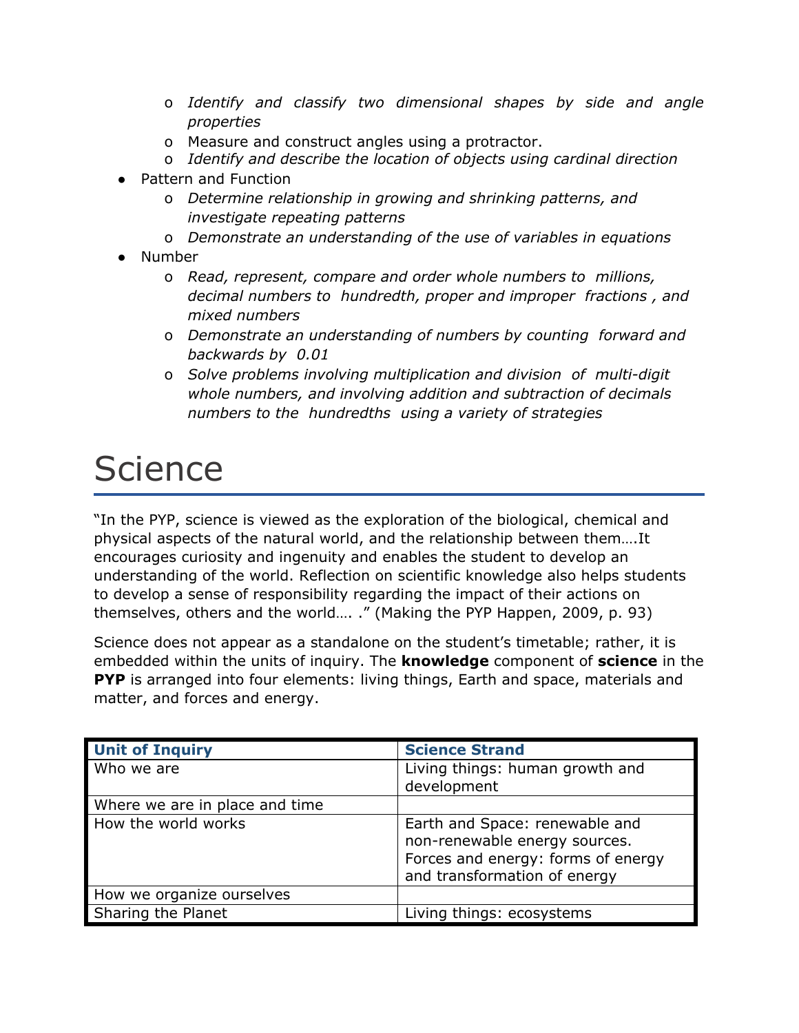- *Identify and classify two dimensional shapes by side and angle properties*
  - Measure and construct angles using a protractor.
  - *Identify and describe the location of objects using cardinal direction*
- Pattern and Function
  - *Determine relationship in growing and shrinking patterns, and investigate repeating patterns*
  - *Demonstrate an understanding of the use of variables in equations*
- Number
  - *Read, represent, compare and order whole numbers to millions, decimal numbers to hundredth, proper and improper fractions , and mixed numbers*
  - *Demonstrate an understanding of numbers by counting forward and backwards by 0.01*
  - *Solve problems involving multiplication and division of multi-digit whole numbers, and involving addition and subtraction of decimals numbers to the hundredths using a variety of strategies*

# Science

"In the PYP, science is viewed as the exploration of the biological, chemical and physical aspects of the natural world, and the relationship between them….It encourages curiosity and ingenuity and enables the student to develop an understanding of the world. Reflection on scientific knowledge also helps students to develop a sense of responsibility regarding the impact of their actions on themselves, others and the world…. ." (Making the PYP Happen, 2009, p. 93)

Science does not appear as a standalone on the student's timetable; rather, it is embedded within the units of inquiry. The **knowledge** component of **science** in the **PYP** is arranged into four elements: living things, Earth and space, materials and matter, and forces and energy.

| Unit of Inquiry | Science Strand |
|---|---|
| Who we are | Living things: human growth and development |
| Where we are in place and time | |
| How the world works | Earth and Space: renewable and non-renewable energy sources. Forces and energy: forms of energy and transformation of energy |
| How we organize ourselves | |
| Sharing the Planet | Living things: ecosystems |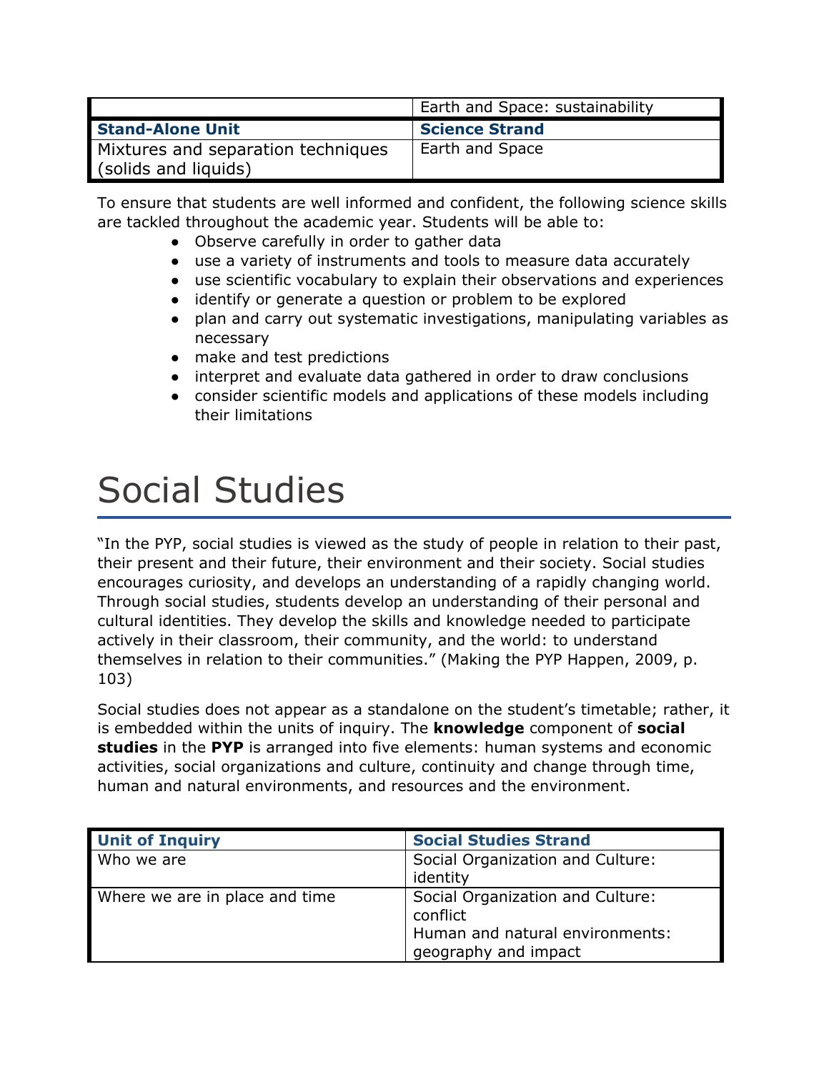| | |
|---|---|
| | Earth and Space: sustainability |
| **Stand-Alone Unit** | **Science Strand** |
| Mixtures and separation techniques (solids and liquids) | Earth and Space |

To ensure that students are well informed and confident, the following science skills are tackled throughout the academic year. Students will be able to:

- Observe carefully in order to gather data
- use a variety of instruments and tools to measure data accurately
- use scientific vocabulary to explain their observations and experiences
- identify or generate a question or problem to be explored
- plan and carry out systematic investigations, manipulating variables as necessary
- make and test predictions
- interpret and evaluate data gathered in order to draw conclusions
- consider scientific models and applications of these models including their limitations

# Social Studies

"In the PYP, social studies is viewed as the study of people in relation to their past, their present and their future, their environment and their society. Social studies encourages curiosity, and develops an understanding of a rapidly changing world. Through social studies, students develop an understanding of their personal and cultural identities. They develop the skills and knowledge needed to participate actively in their classroom, their community, and the world: to understand themselves in relation to their communities." (Making the PYP Happen, 2009, p. 103)

Social studies does not appear as a standalone on the student's timetable; rather, it is embedded within the units of inquiry. The **knowledge** component of **social studies** in the **PYP** is arranged into five elements: human systems and economic activities, social organizations and culture, continuity and change through time, human and natural environments, and resources and the environment.

| Unit of Inquiry | Social Studies Strand |
|---|---|
| Who we are | Social Organization and Culture: identity |
| Where we are in place and time | Social Organization and Culture: conflict<br>Human and natural environments: geography and impact |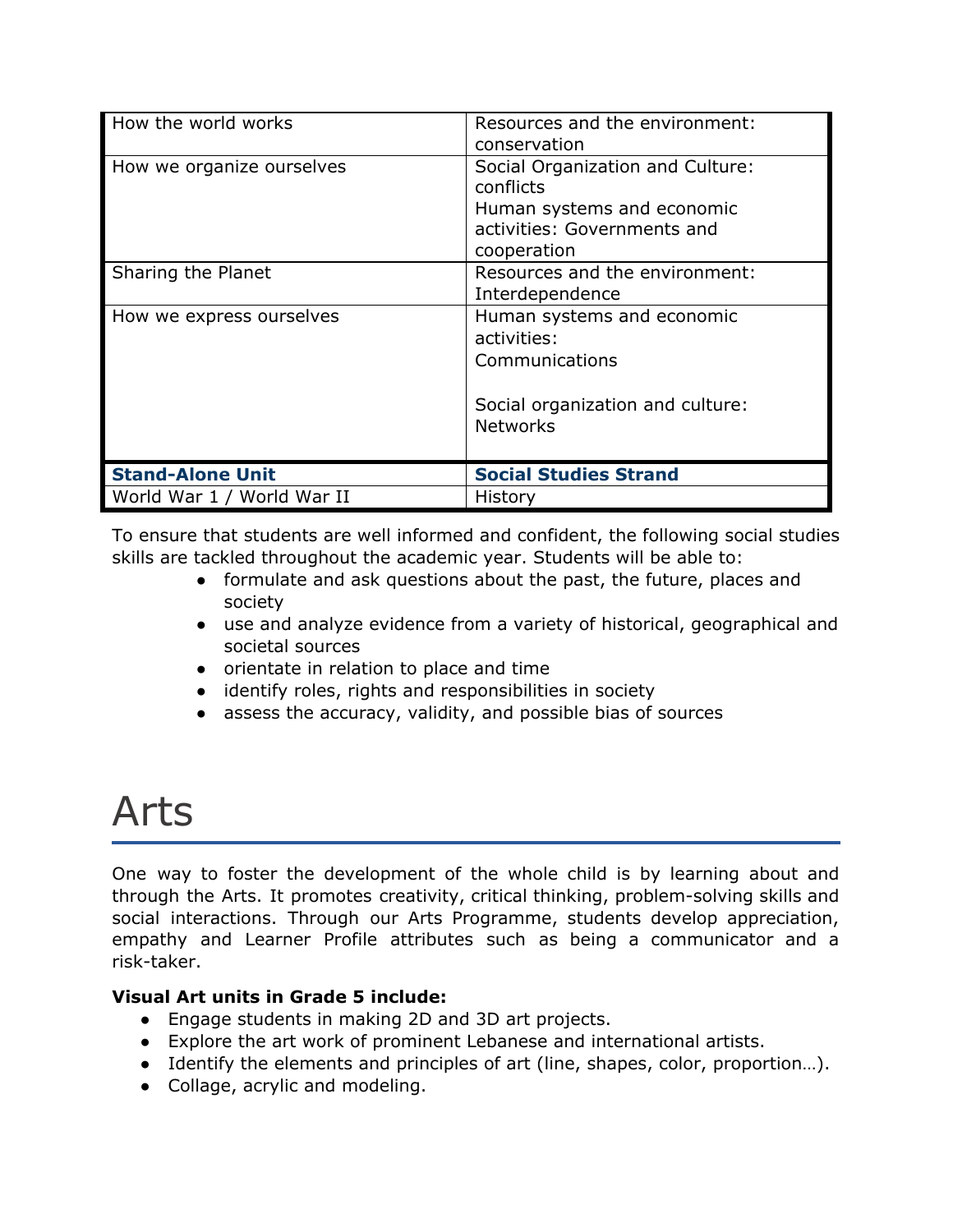| How the world works | Resources and the environment: conservation |
|---|---|
| How we organize ourselves | Social Organization and Culture: conflicts<br>Human systems and economic activities: Governments and cooperation |
| Sharing the Planet | Resources and the environment: Interdependence |
| How we express ourselves | Human systems and economic activities:<br>Communications<br><br>Social organization and culture: Networks |
| **Stand-Alone Unit** | **Social Studies Strand** |
| World War 1 / World War II | History |

To ensure that students are well informed and confident, the following social studies skills are tackled throughout the academic year. Students will be able to:

- formulate and ask questions about the past, the future, places and society
- use and analyze evidence from a variety of historical, geographical and societal sources
- orientate in relation to place and time
- identify roles, rights and responsibilities in society
- assess the accuracy, validity, and possible bias of sources

# Arts

One way to foster the development of the whole child is by learning about and through the Arts. It promotes creativity, critical thinking, problem-solving skills and social interactions. Through our Arts Programme, students develop appreciation, empathy and Learner Profile attributes such as being a communicator and a risk-taker.

**Visual Art units in Grade 5 include:**

- Engage students in making 2D and 3D art projects.
- Explore the art work of prominent Lebanese and international artists.
- Identify the elements and principles of art (line, shapes, color, proportion…).
- Collage, acrylic and modeling.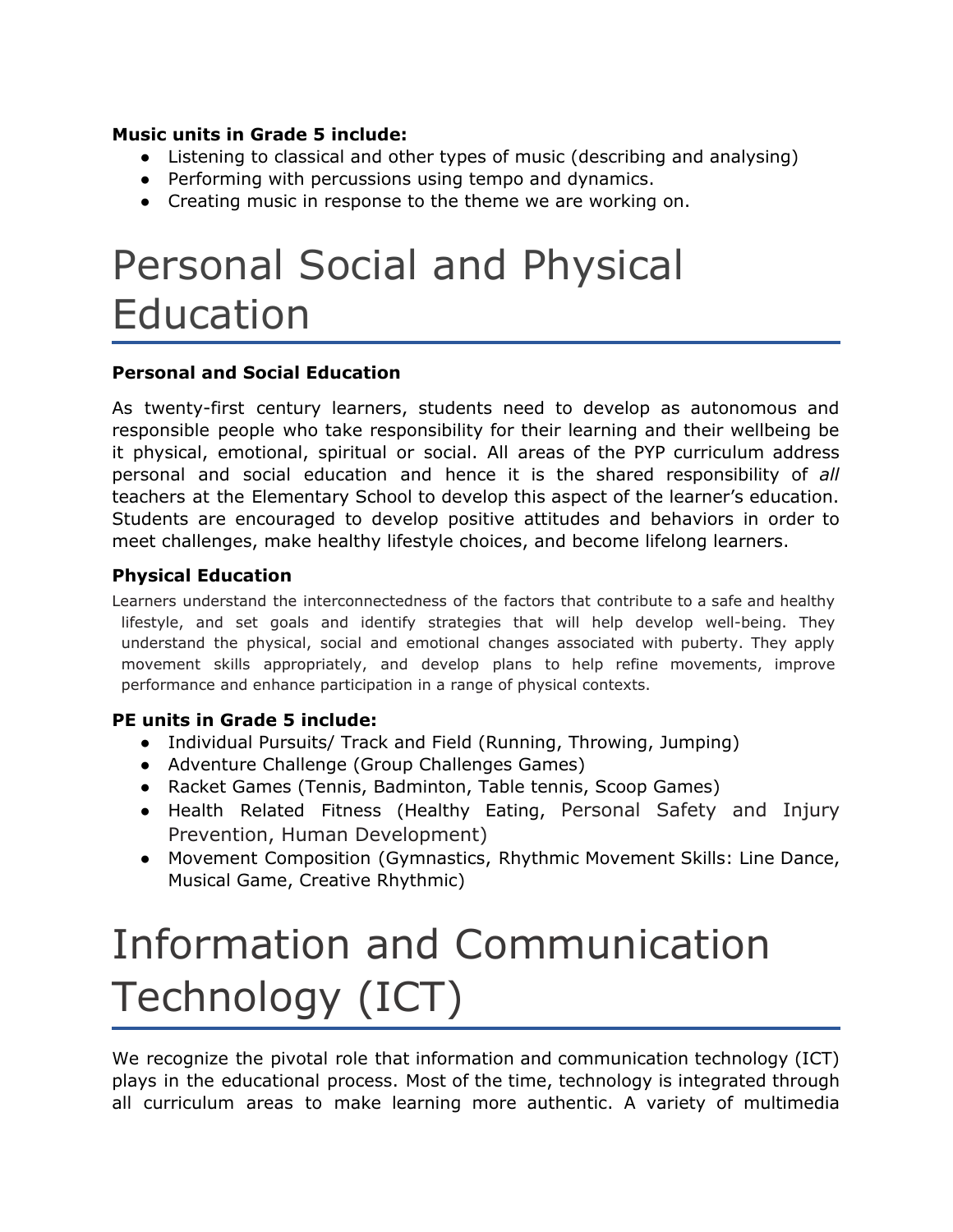**Music units in Grade 5 include:**

- Listening to classical and other types of music (describing and analysing)
- Performing with percussions using tempo and dynamics.
- Creating music in response to the theme we are working on.

# Personal Social and Physical Education

### Personal and Social Education

As twenty-first century learners, students need to develop as autonomous and responsible people who take responsibility for their learning and their wellbeing be it physical, emotional, spiritual or social. All areas of the PYP curriculum address personal and social education and hence it is the shared responsibility of *all* teachers at the Elementary School to develop this aspect of the learner's education. Students are encouraged to develop positive attitudes and behaviors in order to meet challenges, make healthy lifestyle choices, and become lifelong learners.

### Physical Education

Learners understand the interconnectedness of the factors that contribute to a safe and healthy lifestyle, and set goals and identify strategies that will help develop well-being. They understand the physical, social and emotional changes associated with puberty. They apply movement skills appropriately, and develop plans to help refine movements, improve performance and enhance participation in a range of physical contexts.

**PE units in Grade 5 include:**

- Individual Pursuits/ Track and Field (Running, Throwing, Jumping)
- Adventure Challenge (Group Challenges Games)
- Racket Games (Tennis, Badminton, Table tennis, Scoop Games)
- Health Related Fitness (Healthy Eating, Personal Safety and Injury Prevention, Human Development)
- Movement Composition (Gymnastics, Rhythmic Movement Skills: Line Dance, Musical Game, Creative Rhythmic)

# Information and Communication Technology (ICT)

We recognize the pivotal role that information and communication technology (ICT) plays in the educational process. Most of the time, technology is integrated through all curriculum areas to make learning more authentic. A variety of multimedia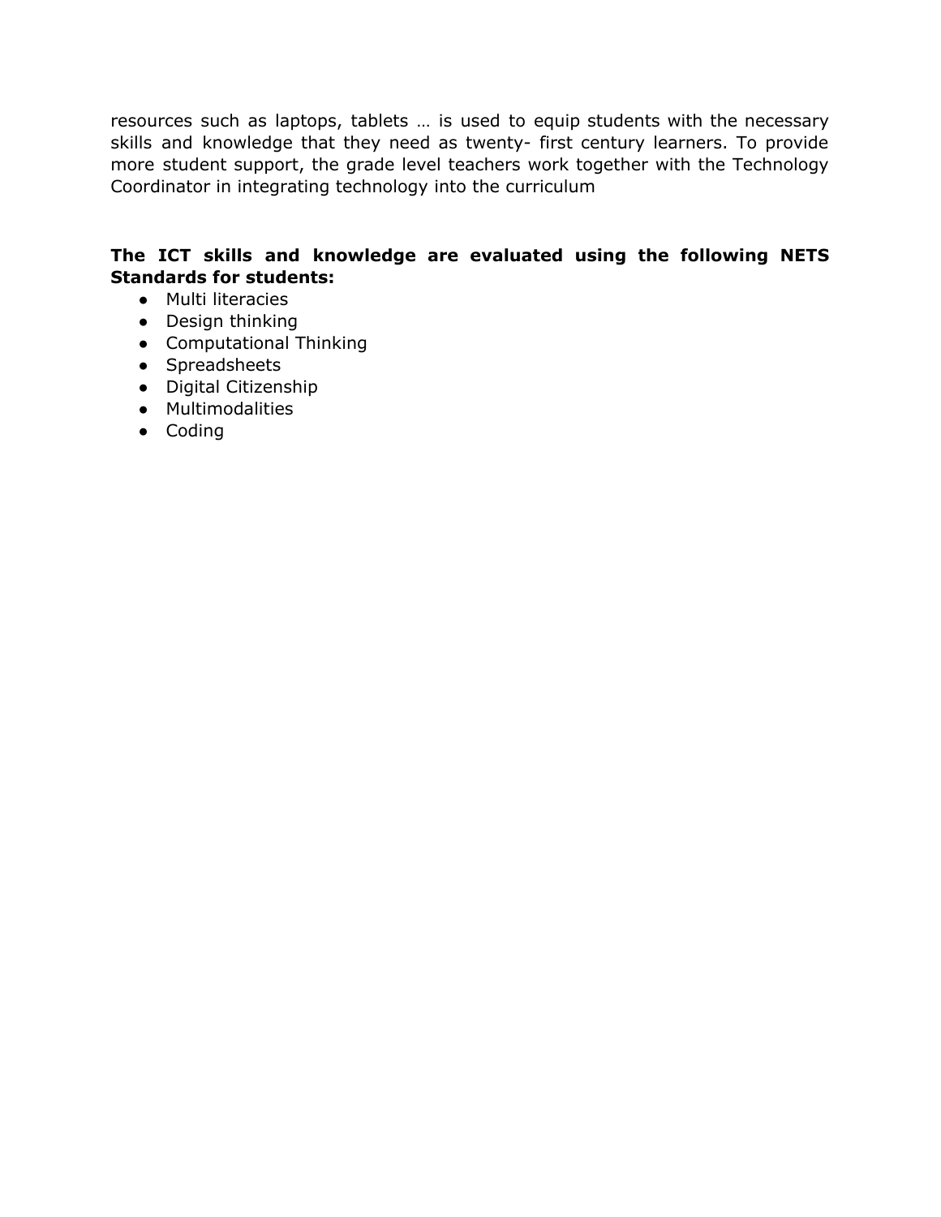resources such as laptops, tablets … is used to equip students with the necessary skills and knowledge that they need as twenty- first century learners. To provide more student support, the grade level teachers work together with the Technology Coordinator in integrating technology into the curriculum

**The ICT skills and knowledge are evaluated using the following NETS Standards for students:**

- Multi literacies
- Design thinking
- Computational Thinking
- Spreadsheets
- Digital Citizenship
- Multimodalities
- Coding